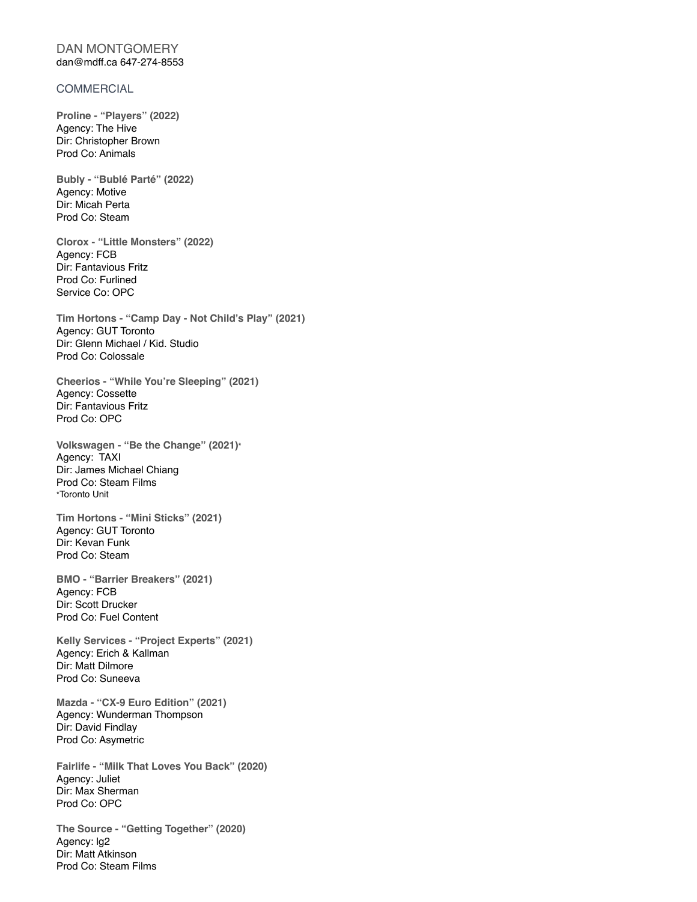# DAN MONTGOMERY

dan@mdff.ca 647-274-8553

## COMMERCIAL

**Proline - "Players" (2022)**
Agency: The Hive
Dir: Christopher Brown
Prod Co: Animals

**Bubly - "Bublé Parté" (2022)**
Agency: Motive
Dir: Micah Perta
Prod Co: Steam

**Clorox - "Little Monsters" (2022)**
Agency: FCB
Dir: Fantavious Fritz
Prod Co: Furlined
Service Co: OPC

**Tim Hortons - "Camp Day - Not Child's Play" (2021)**
Agency: GUT Toronto
Dir: Glenn Michael / Kid. Studio
Prod Co: Colossale

**Cheerios - "While You're Sleeping" (2021)**
Agency: Cossette
Dir: Fantavious Fritz
Prod Co: OPC

**Volkswagen - "Be the Change" (2021)***
Agency: TAXI
Dir: James Michael Chiang
Prod Co: Steam Films
*Toronto Unit

**Tim Hortons - "Mini Sticks" (2021)**
Agency: GUT Toronto
Dir: Kevan Funk
Prod Co: Steam

**BMO - "Barrier Breakers" (2021)**
Agency: FCB
Dir: Scott Drucker
Prod Co: Fuel Content

**Kelly Services - "Project Experts" (2021)**
Agency: Erich & Kallman
Dir: Matt Dilmore
Prod Co: Suneeva

**Mazda - "CX-9 Euro Edition" (2021)**
Agency: Wunderman Thompson
Dir: David Findlay
Prod Co: Asymetric

**Fairlife - "Milk That Loves You Back" (2020)**
Agency: Juliet
Dir: Max Sherman
Prod Co: OPC

**The Source - "Getting Together" (2020)**
Agency: lg2
Dir: Matt Atkinson
Prod Co: Steam Films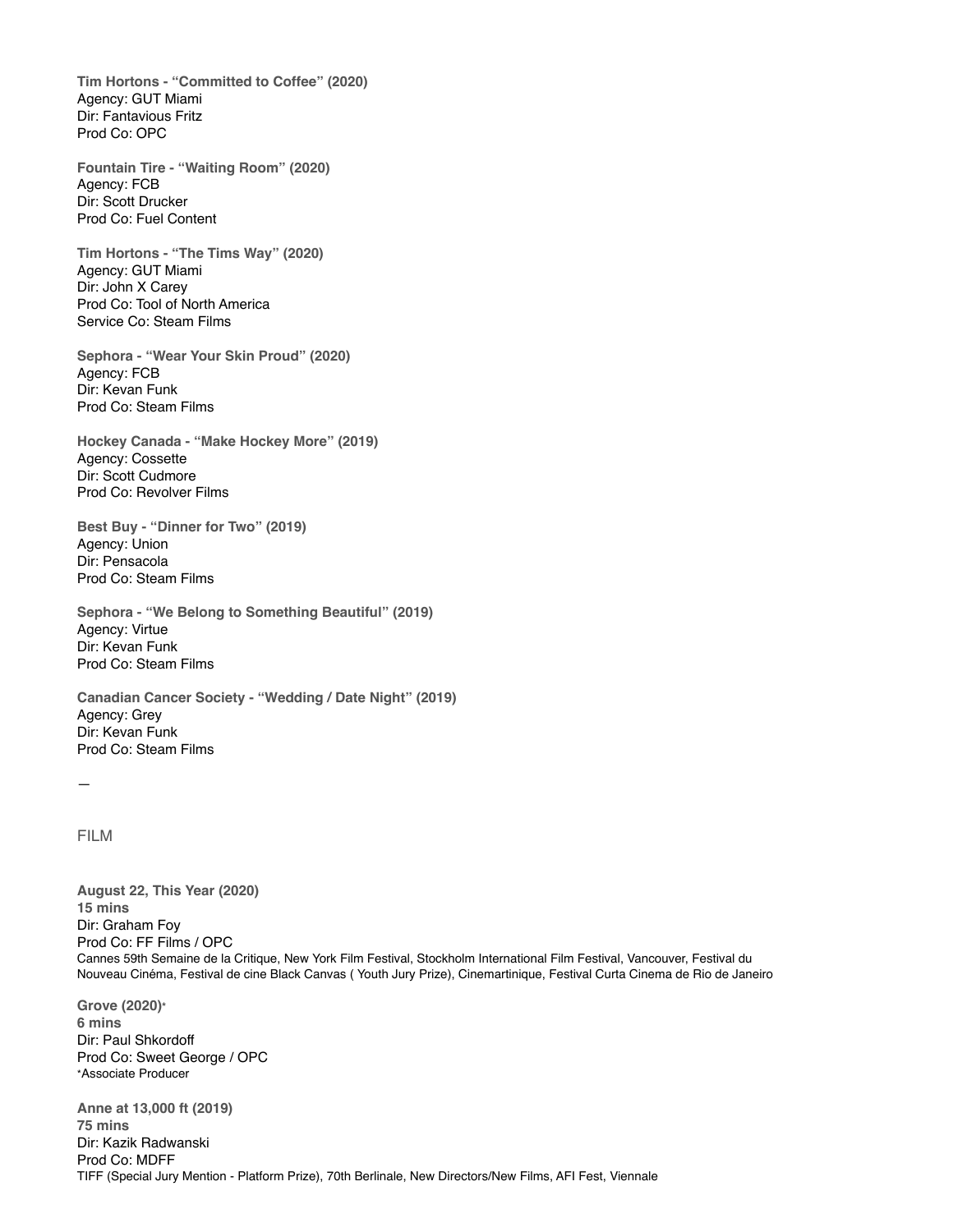**Tim Hortons - "Committed to Coffee" (2020)**
Agency: GUT Miami
Dir: Fantavious Fritz
Prod Co: OPC

**Fountain Tire - "Waiting Room" (2020)**
Agency: FCB
Dir: Scott Drucker
Prod Co: Fuel Content

**Tim Hortons - "The Tims Way" (2020)**
Agency: GUT Miami
Dir: John X Carey
Prod Co: Tool of North America
Service Co: Steam Films

**Sephora - "Wear Your Skin Proud" (2020)**
Agency: FCB
Dir: Kevan Funk
Prod Co: Steam Films

**Hockey Canada - "Make Hockey More" (2019)**
Agency: Cossette
Dir: Scott Cudmore
Prod Co: Revolver Films

**Best Buy - "Dinner for Two" (2019)**
Agency: Union
Dir: Pensacola
Prod Co: Steam Films

**Sephora - "We Belong to Something Beautiful" (2019)**
Agency: Virtue
Dir: Kevan Funk
Prod Co: Steam Films

**Canadian Cancer Society - "Wedding / Date Night" (2019)**
Agency: Grey
Dir: Kevan Funk
Prod Co: Steam Films

—

## FILM

**August 22, This Year (2020)**
**15 mins**
Dir: Graham Foy
Prod Co: FF Films / OPC
Cannes 59th Semaine de la Critique, New York Film Festival, Stockholm International Film Festival, Vancouver, Festival du Nouveau Cinéma, Festival de cine Black Canvas ( Youth Jury Prize), Cinemartinique, Festival Curta Cinema de Rio de Janeiro

**Grove (2020)***
**6 mins**
Dir: Paul Shkordoff
Prod Co: Sweet George / OPC
*Associate Producer

**Anne at 13,000 ft (2019)**
**75 mins**
Dir: Kazik Radwanski
Prod Co: MDFF
TIFF (Special Jury Mention - Platform Prize), 70th Berlinale, New Directors/New Films, AFI Fest, Viennale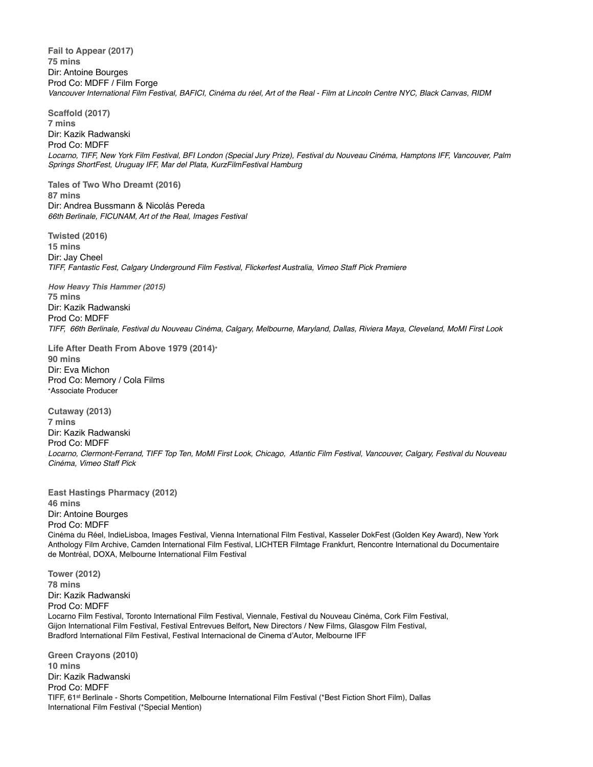**Fail to Appear (2017)**
**75 mins**
Dir: Antoine Bourges
Prod Co: MDFF / Film Forge
*Vancouver International Film Festival, BAFICI, Cinéma du réel, Art of the Real - Film at Lincoln Centre NYC, Black Canvas, RIDM*

**Scaffold (2017)**
**7 mins**
Dir: Kazik Radwanski
Prod Co: MDFF
*Locarno, TIFF, New York Film Festival, BFI London (Special Jury Prize), Festival du Nouveau Cinéma, Hamptons IFF, Vancouver, Palm Springs ShortFest, Uruguay IFF, Mar del Plata, KurzFilmFestival Hamburg*

**Tales of Two Who Dreamt (2016)**
**87 mins**
Dir: Andrea Bussmann & Nicolás Pereda
*66th Berlinale, FICUNAM, Art of the Real, Images Festival*

**Twisted (2016)**
**15 mins**
Dir: Jay Cheel
*TIFF, Fantastic Fest, Calgary Underground Film Festival, Flickerfest Australia, Vimeo Staff Pick Premiere*

***How Heavy This Hammer (2015)***
**75 mins**
Dir: Kazik Radwanski
Prod Co: MDFF
*TIFF, 66th Berlinale, Festival du Nouveau Cinéma, Calgary, Melbourne, Maryland, Dallas, Riviera Maya, Cleveland, MoMI First Look*

**Life After Death From Above 1979 (2014)***
**90 mins**
Dir: Eva Michon
Prod Co: Memory / Cola Films
*Associate Producer

**Cutaway (2013)**
**7 mins**
Dir: Kazik Radwanski
Prod Co: MDFF
*Locarno, Clermont-Ferrand, TIFF Top Ten, MoMI First Look, Chicago, Atlantic Film Festival, Vancouver, Calgary, Festival du Nouveau Cinéma, Vimeo Staff Pick*

**East Hastings Pharmacy (2012)**
**46 mins**
Dir: Antoine Bourges
Prod Co: MDFF
Cinéma du Réel, IndieLisboa, Images Festival, Vienna International Film Festival, Kasseler DokFest (Golden Key Award), New York Anthology Film Archive, Camden International Film Festival, LICHTER Filmtage Frankfurt, Rencontre International du Documentaire de Montréal, DOXA, Melbourne International Film Festival

**Tower (2012)**
**78 mins**
Dir: Kazik Radwanski
Prod Co: MDFF
Locarno Film Festival, Toronto International Film Festival, Viennale, Festival du Nouveau Cinéma, Cork Film Festival, Gijon International Film Festival, Festival Entrevues Belfort**,** New Directors / New Films, Glasgow Film Festival, Bradford International Film Festival, Festival Internacional de Cinema d'Autor, Melbourne IFF

**Green Crayons (2010)**
**10 mins**
Dir: Kazik Radwanski
Prod Co: MDFF
TIFF, 61st Berlinale - Shorts Competition, Melbourne International Film Festival (*Best Fiction Short Film), Dallas International Film Festival (*Special Mention)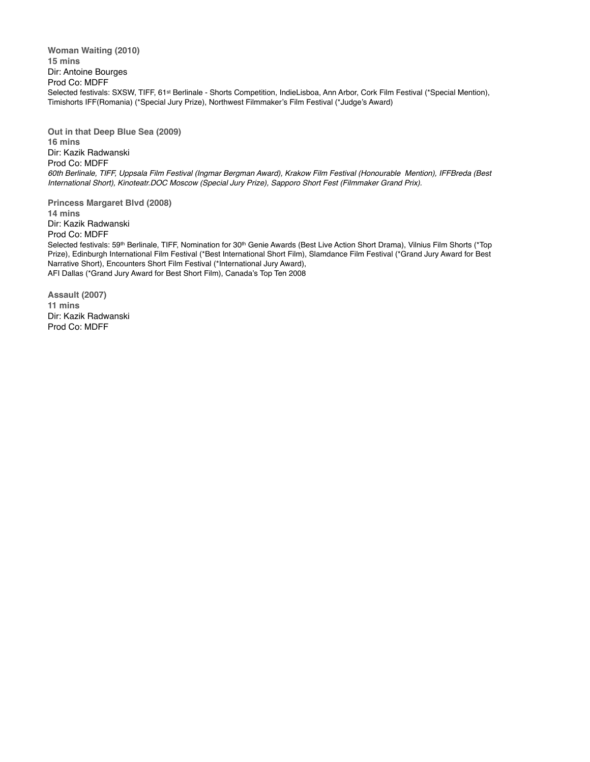**Woman Waiting (2010)**
**15 mins**
Dir: Antoine Bourges
Prod Co: MDFF
Selected festivals: SXSW, TIFF, 61st Berlinale - Shorts Competition, IndieLisboa, Ann Arbor, Cork Film Festival (*Special Mention), Timishorts IFF(Romania) (*Special Jury Prize), Northwest Filmmaker's Film Festival (*Judge's Award)

**Out in that Deep Blue Sea (2009)**
**16 mins**
Dir: Kazik Radwanski
Prod Co: MDFF
*60th Berlinale, TIFF, Uppsala Film Festival (Ingmar Bergman Award), Krakow Film Festival (Honourable Mention), IFFBreda (Best International Short), Kinoteatr.DOC Moscow (Special Jury Prize), Sapporo Short Fest (Filmmaker Grand Prix).*

**Princess Margaret Blvd (2008)**
**14 mins**
Dir: Kazik Radwanski
Prod Co: MDFF
Selected festivals: 59th Berlinale, TIFF, Nomination for 30th Genie Awards (Best Live Action Short Drama), Vilnius Film Shorts (*Top Prize), Edinburgh International Film Festival (*Best International Short Film), Slamdance Film Festival (*Grand Jury Award for Best Narrative Short), Encounters Short Film Festival (*International Jury Award),
AFI Dallas (*Grand Jury Award for Best Short Film), Canada's Top Ten 2008

**Assault (2007)**
**11 mins**
Dir: Kazik Radwanski
Prod Co: MDFF